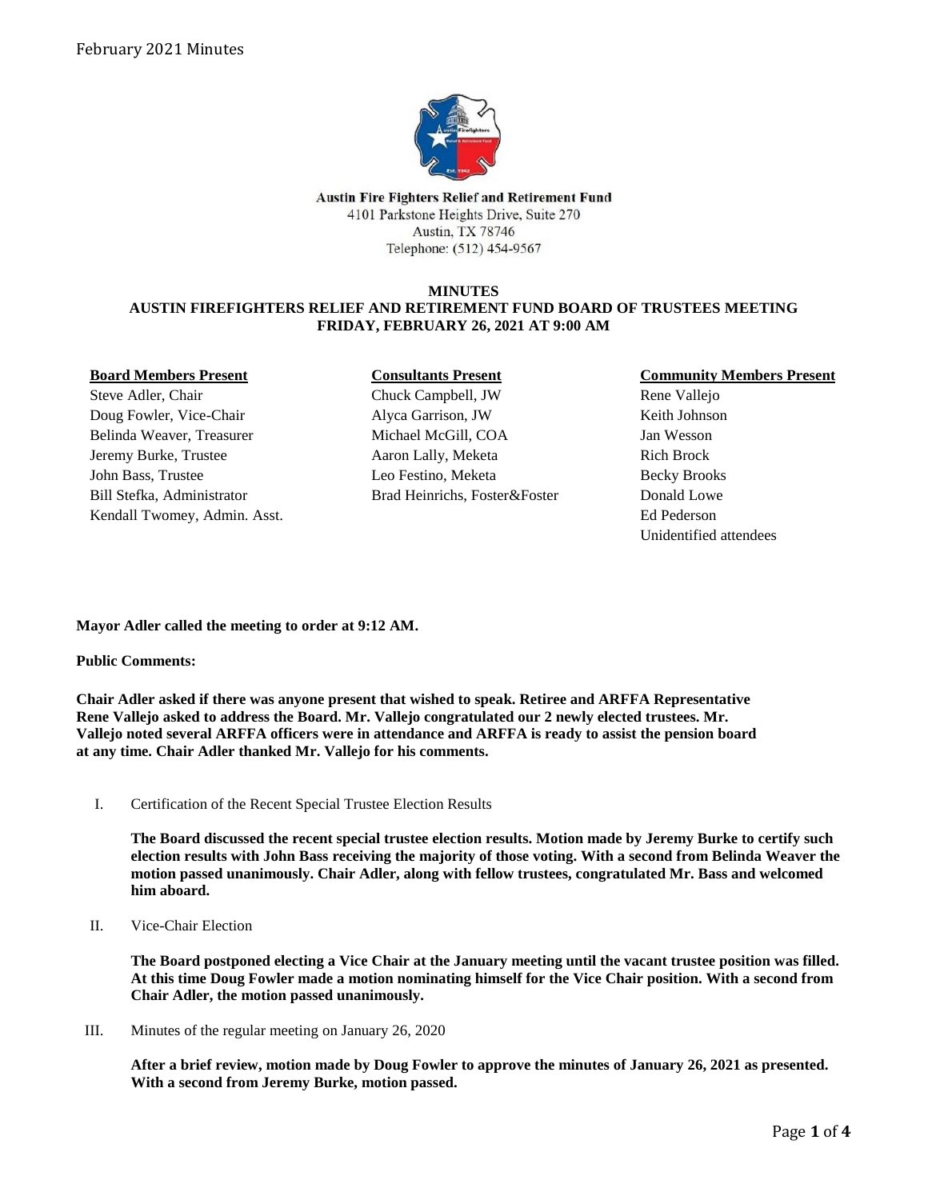**Austin Fire Fighters Relief and Retirement Fund**
4101 Parkstone Heights Drive, Suite 270
Austin, TX 78746
Telephone: (512) 454-9567

# MINUTES
## AUSTIN FIREFIGHTERS RELIEF AND RETIREMENT FUND BOARD OF TRUSTEES MEETING
## FRIDAY, FEBRUARY 26, 2021 AT 9:00 AM

| **Board Members Present** | **Consultants Present** | **Community Members Present** |
|---|---|---|
| Steve Adler, Chair | Chuck Campbell, JW | Rene Vallejo |
| Doug Fowler, Vice-Chair | Alyca Garrison, JW | Keith Johnson |
| Belinda Weaver, Treasurer | Michael McGill, COA | Jan Wesson |
| Jeremy Burke, Trustee | Aaron Lally, Meketa | Rich Brock |
| John Bass, Trustee | Leo Festino, Meketa | Becky Brooks |
| Bill Stefka, Administrator | Brad Heinrichs, Foster&Foster | Donald Lowe |
| Kendall Twomey, Admin. Asst. | | Ed Pederson |
| | | Unidentified attendees |

**Mayor Adler called the meeting to order at 9:12 AM.**

**Public Comments:**

**Chair Adler asked if there was anyone present that wished to speak. Retiree and ARFFA Representative Rene Vallejo asked to address the Board. Mr. Vallejo congratulated our 2 newly elected trustees. Mr. Vallejo noted several ARFFA officers were in attendance and ARFFA is ready to assist the pension board at any time. Chair Adler thanked Mr. Vallejo for his comments.**

I. Certification of the Recent Special Trustee Election Results

**The Board discussed the recent special trustee election results. Motion made by Jeremy Burke to certify such election results with John Bass receiving the majority of those voting. With a second from Belinda Weaver the motion passed unanimously. Chair Adler, along with fellow trustees, congratulated Mr. Bass and welcomed him aboard.**

II. Vice-Chair Election

**The Board postponed electing a Vice Chair at the January meeting until the vacant trustee position was filled. At this time Doug Fowler made a motion nominating himself for the Vice Chair position. With a second from Chair Adler, the motion passed unanimously.**

III. Minutes of the regular meeting on January 26, 2020

**After a brief review, motion made by Doug Fowler to approve the minutes of January 26, 2021 as presented. With a second from Jeremy Burke, motion passed.**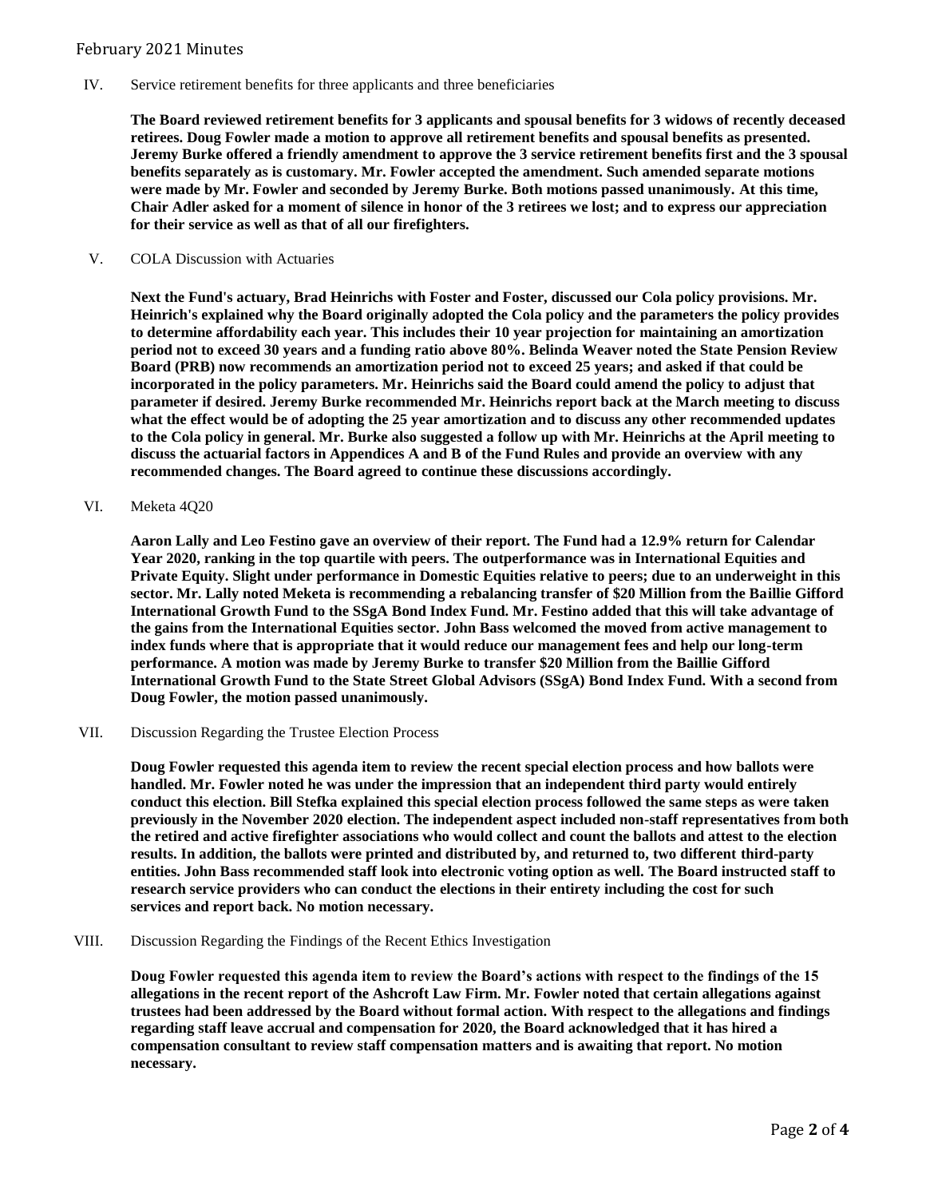IV. Service retirement benefits for three applicants and three beneficiaries

**The Board reviewed retirement benefits for 3 applicants and spousal benefits for 3 widows of recently deceased retirees. Doug Fowler made a motion to approve all retirement benefits and spousal benefits as presented. Jeremy Burke offered a friendly amendment to approve the 3 service retirement benefits first and the 3 spousal benefits separately as is customary. Mr. Fowler accepted the amendment. Such amended separate motions were made by Mr. Fowler and seconded by Jeremy Burke. Both motions passed unanimously. At this time, Chair Adler asked for a moment of silence in honor of the 3 retirees we lost; and to express our appreciation for their service as well as that of all our firefighters.**

V. COLA Discussion with Actuaries

**Next the Fund's actuary, Brad Heinrichs with Foster and Foster, discussed our Cola policy provisions. Mr. Heinrich's explained why the Board originally adopted the Cola policy and the parameters the policy provides to determine affordability each year. This includes their 10 year projection for maintaining an amortization period not to exceed 30 years and a funding ratio above 80%. Belinda Weaver noted the State Pension Review Board (PRB) now recommends an amortization period not to exceed 25 years; and asked if that could be incorporated in the policy parameters. Mr. Heinrichs said the Board could amend the policy to adjust that parameter if desired. Jeremy Burke recommended Mr. Heinrichs report back at the March meeting to discuss what the effect would be of adopting the 25 year amortization and to discuss any other recommended updates to the Cola policy in general. Mr. Burke also suggested a follow up with Mr. Heinrichs at the April meeting to discuss the actuarial factors in Appendices A and B of the Fund Rules and provide an overview with any recommended changes. The Board agreed to continue these discussions accordingly.**

VI. Meketa 4Q20

**Aaron Lally and Leo Festino gave an overview of their report. The Fund had a 12.9% return for Calendar Year 2020, ranking in the top quartile with peers. The outperformance was in International Equities and Private Equity. Slight under performance in Domestic Equities relative to peers; due to an underweight in this sector. Mr. Lally noted Meketa is recommending a rebalancing transfer of $20 Million from the Baillie Gifford International Growth Fund to the SSgA Bond Index Fund. Mr. Festino added that this will take advantage of the gains from the International Equities sector. John Bass welcomed the moved from active management to index funds where that is appropriate that it would reduce our management fees and help our long-term performance. A motion was made by Jeremy Burke to transfer $20 Million from the Baillie Gifford International Growth Fund to the State Street Global Advisors (SSgA) Bond Index Fund. With a second from Doug Fowler, the motion passed unanimously.**

VII. Discussion Regarding the Trustee Election Process

**Doug Fowler requested this agenda item to review the recent special election process and how ballots were handled. Mr. Fowler noted he was under the impression that an independent third party would entirely conduct this election. Bill Stefka explained this special election process followed the same steps as were taken previously in the November 2020 election. The independent aspect included non-staff representatives from both the retired and active firefighter associations who would collect and count the ballots and attest to the election results. In addition, the ballots were printed and distributed by, and returned to, two different third-party entities. John Bass recommended staff look into electronic voting option as well. The Board instructed staff to research service providers who can conduct the elections in their entirety including the cost for such services and report back. No motion necessary.**

VIII. Discussion Regarding the Findings of the Recent Ethics Investigation

**Doug Fowler requested this agenda item to review the Board's actions with respect to the findings of the 15 allegations in the recent report of the Ashcroft Law Firm. Mr. Fowler noted that certain allegations against trustees had been addressed by the Board without formal action. With respect to the allegations and findings regarding staff leave accrual and compensation for 2020, the Board acknowledged that it has hired a compensation consultant to review staff compensation matters and is awaiting that report. No motion necessary.**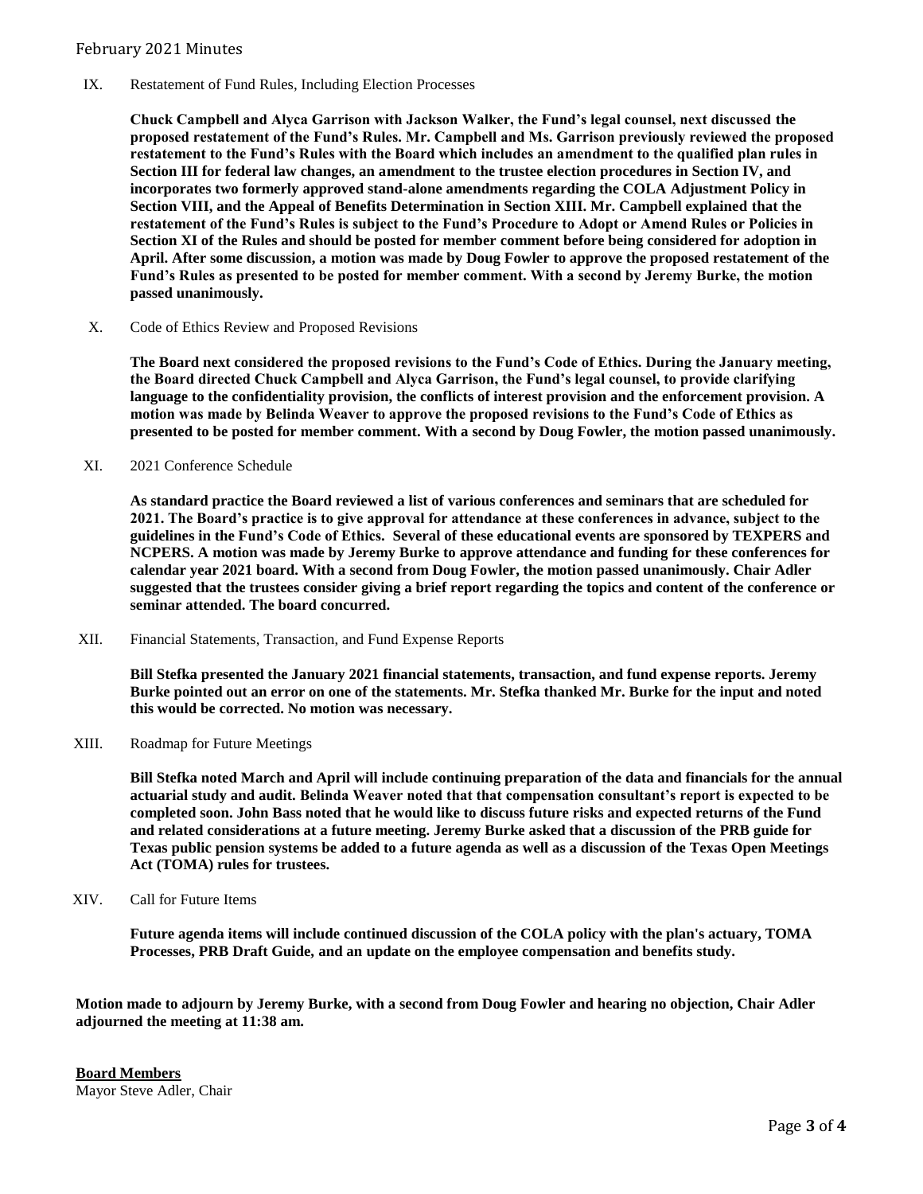IX. Restatement of Fund Rules, Including Election Processes

**Chuck Campbell and Alyca Garrison with Jackson Walker, the Fund's legal counsel, next discussed the proposed restatement of the Fund's Rules. Mr. Campbell and Ms. Garrison previously reviewed the proposed restatement to the Fund's Rules with the Board which includes an amendment to the qualified plan rules in Section III for federal law changes, an amendment to the trustee election procedures in Section IV, and incorporates two formerly approved stand-alone amendments regarding the COLA Adjustment Policy in Section VIII, and the Appeal of Benefits Determination in Section XIII. Mr. Campbell explained that the restatement of the Fund's Rules is subject to the Fund's Procedure to Adopt or Amend Rules or Policies in Section XI of the Rules and should be posted for member comment before being considered for adoption in April. After some discussion, a motion was made by Doug Fowler to approve the proposed restatement of the Fund's Rules as presented to be posted for member comment. With a second by Jeremy Burke, the motion passed unanimously.**

X. Code of Ethics Review and Proposed Revisions

**The Board next considered the proposed revisions to the Fund's Code of Ethics. During the January meeting, the Board directed Chuck Campbell and Alyca Garrison, the Fund's legal counsel, to provide clarifying language to the confidentiality provision, the conflicts of interest provision and the enforcement provision. A motion was made by Belinda Weaver to approve the proposed revisions to the Fund's Code of Ethics as presented to be posted for member comment. With a second by Doug Fowler, the motion passed unanimously.**

XI. 2021 Conference Schedule

**As standard practice the Board reviewed a list of various conferences and seminars that are scheduled for 2021. The Board's practice is to give approval for attendance at these conferences in advance, subject to the guidelines in the Fund's Code of Ethics. Several of these educational events are sponsored by TEXPERS and NCPERS. A motion was made by Jeremy Burke to approve attendance and funding for these conferences for calendar year 2021 board. With a second from Doug Fowler, the motion passed unanimously. Chair Adler suggested that the trustees consider giving a brief report regarding the topics and content of the conference or seminar attended. The board concurred.**

XII. Financial Statements, Transaction, and Fund Expense Reports

**Bill Stefka presented the January 2021 financial statements, transaction, and fund expense reports. Jeremy Burke pointed out an error on one of the statements. Mr. Stefka thanked Mr. Burke for the input and noted this would be corrected. No motion was necessary.**

XIII. Roadmap for Future Meetings

**Bill Stefka noted March and April will include continuing preparation of the data and financials for the annual actuarial study and audit. Belinda Weaver noted that that compensation consultant's report is expected to be completed soon. John Bass noted that he would like to discuss future risks and expected returns of the Fund and related considerations at a future meeting. Jeremy Burke asked that a discussion of the PRB guide for Texas public pension systems be added to a future agenda as well as a discussion of the Texas Open Meetings Act (TOMA) rules for trustees.**

XIV. Call for Future Items

**Future agenda items will include continued discussion of the COLA policy with the plan's actuary, TOMA Processes, PRB Draft Guide, and an update on the employee compensation and benefits study.**

**Motion made to adjourn by Jeremy Burke, with a second from Doug Fowler and hearing no objection, Chair Adler adjourned the meeting at 11:38 am.**

**Board Members**
Mayor Steve Adler, Chair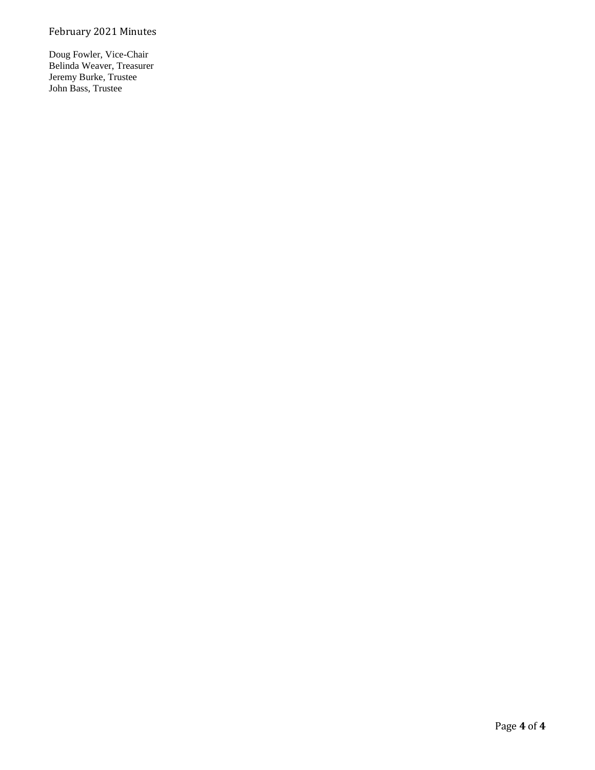Doug Fowler, Vice-Chair
Belinda Weaver, Treasurer
Jeremy Burke, Trustee
John Bass, Trustee